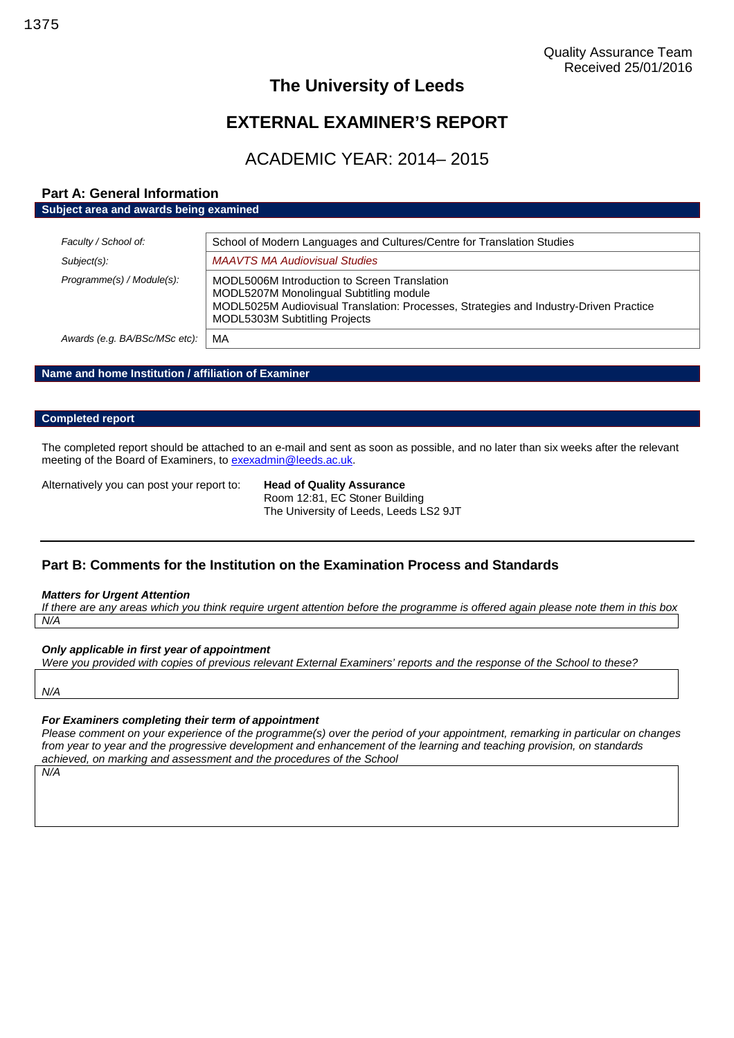1375

Quality Assurance Team
Received 25/01/2016

# The University of Leeds

# EXTERNAL EXAMINER'S REPORT

## ACADEMIC YEAR: 2014– 2015

## Part A: General Information

**Subject area and awards being examined**

| | |
|---|---|
| *Faculty / School of:* | School of Modern Languages and Cultures/Centre for Translation Studies |
| *Subject(s):* | *MAAVTS MA Audiovisual Studies* |
| *Programme(s) / Module(s):* | MODL5006M Introduction to Screen Translation<br>MODL5207M Monolingual Subtitling module<br>MODL5025M Audiovisual Translation: Processes, Strategies and Industry-Driven Practice<br>MODL5303M Subtitling Projects |
| *Awards (e.g. BA/BSc/MSc etc):* | MA |

**Name and home Institution / affiliation of Examiner**

**Completed report**

The completed report should be attached to an e-mail and sent as soon as possible, and no later than six weeks after the relevant meeting of the Board of Examiners, to exexadmin@leeds.ac.uk.

Alternatively you can post your report to: **Head of Quality Assurance**
Room 12:81, EC Stoner Building
The University of Leeds, Leeds LS2 9JT

## Part B: Comments for the Institution on the Examination Process and Standards

***Matters for Urgent Attention***

*If there are any areas which you think require urgent attention before the programme is offered again please note them in this box*

*N/A*

***Only applicable in first year of appointment***

*Were you provided with copies of previous relevant External Examiners' reports and the response of the School to these?*

*N/A*

***For Examiners completing their term of appointment***

*Please comment on your experience of the programme(s) over the period of your appointment, remarking in particular on changes from year to year and the progressive development and enhancement of the learning and teaching provision, on standards achieved, on marking and assessment and the procedures of the School*

*N/A*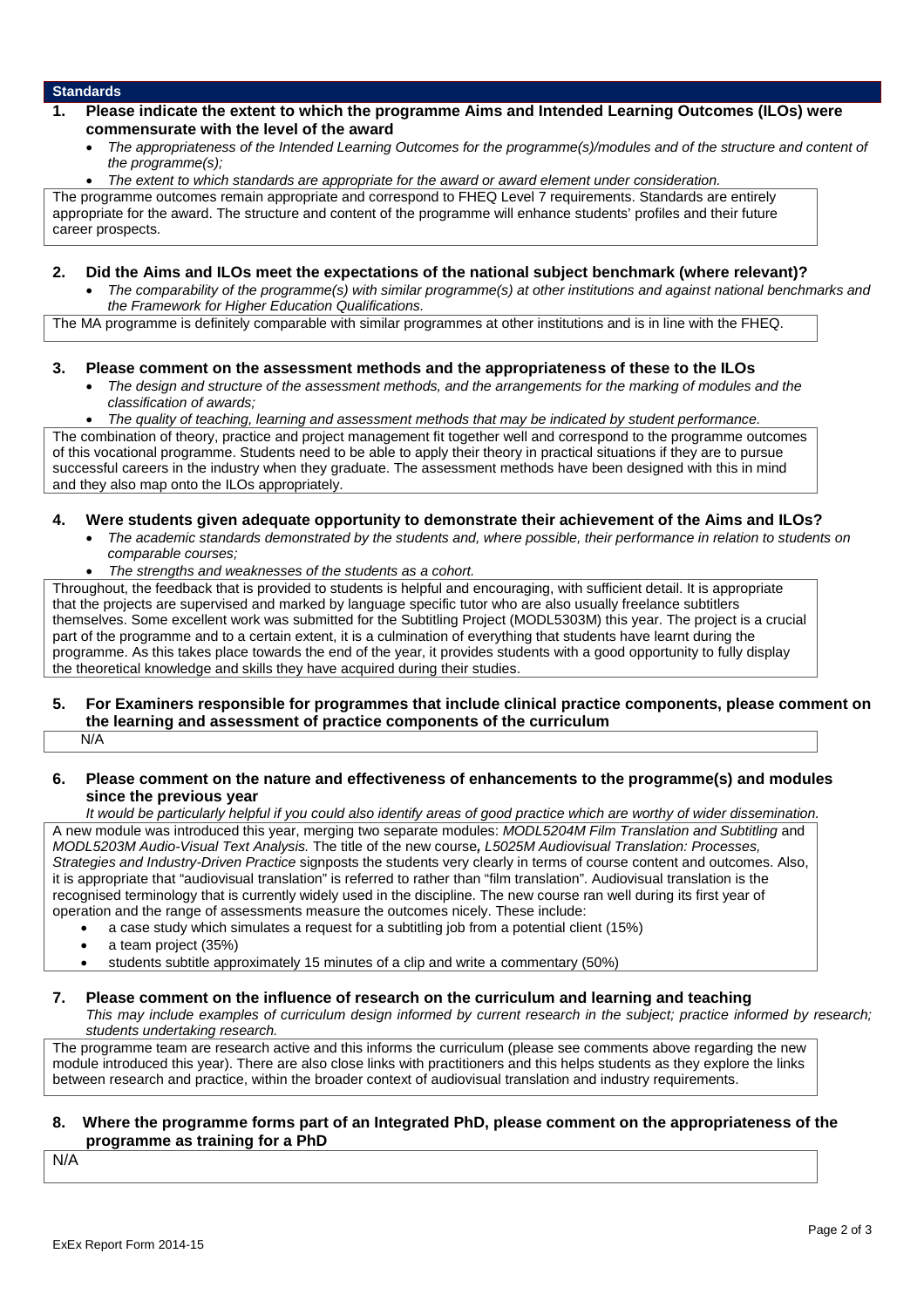## Standards

**1. Please indicate the extent to which the programme Aims and Intended Learning Outcomes (ILOs) were commensurate with the level of the award**

- *The appropriateness of the Intended Learning Outcomes for the programme(s)/modules and of the structure and content of the programme(s);*
- *The extent to which standards are appropriate for the award or award element under consideration.*

The programme outcomes remain appropriate and correspond to FHEQ Level 7 requirements. Standards are entirely appropriate for the award. The structure and content of the programme will enhance students' profiles and their future career prospects.

**2. Did the Aims and ILOs meet the expectations of the national subject benchmark (where relevant)?**

- *The comparability of the programme(s) with similar programme(s) at other institutions and against national benchmarks and the Framework for Higher Education Qualifications.*

The MA programme is definitely comparable with similar programmes at other institutions and is in line with the FHEQ.

**3. Please comment on the assessment methods and the appropriateness of these to the ILOs**

- *The design and structure of the assessment methods, and the arrangements for the marking of modules and the classification of awards;*
- *The quality of teaching, learning and assessment methods that may be indicated by student performance.*

The combination of theory, practice and project management fit together well and correspond to the programme outcomes of this vocational programme. Students need to be able to apply their theory in practical situations if they are to pursue successful careers in the industry when they graduate. The assessment methods have been designed with this in mind and they also map onto the ILOs appropriately.

**4. Were students given adequate opportunity to demonstrate their achievement of the Aims and ILOs?**

- *The academic standards demonstrated by the students and, where possible, their performance in relation to students on comparable courses;*
- *The strengths and weaknesses of the students as a cohort.*

Throughout, the feedback that is provided to students is helpful and encouraging, with sufficient detail. It is appropriate that the projects are supervised and marked by language specific tutor who are also usually freelance subtitlers themselves. Some excellent work was submitted for the Subtitling Project (MODL5303M) this year. The project is a crucial part of the programme and to a certain extent, it is a culmination of everything that students have learnt during the programme. As this takes place towards the end of the year, it provides students with a good opportunity to fully display the theoretical knowledge and skills they have acquired during their studies.

**5. For Examiners responsible for programmes that include clinical practice components, please comment on the learning and assessment of practice components of the curriculum**

N/A

**6. Please comment on the nature and effectiveness of enhancements to the programme(s) and modules since the previous year**

*It would be particularly helpful if you could also identify areas of good practice which are worthy of wider dissemination.*

A new module was introduced this year, merging two separate modules: *MODL5204M Film Translation and Subtitling* and *MODL5203M Audio-Visual Text Analysis.* The title of the new course*, L5025M Audiovisual Translation: Processes, Strategies and Industry-Driven Practice* signposts the students very clearly in terms of course content and outcomes. Also, it is appropriate that "audiovisual translation" is referred to rather than "film translation". Audiovisual translation is the recognised terminology that is currently widely used in the discipline. The new course ran well during its first year of operation and the range of assessments measure the outcomes nicely. These include:

- a case study which simulates a request for a subtitling job from a potential client (15%)
- a team project (35%)
- students subtitle approximately 15 minutes of a clip and write a commentary (50%)

**7. Please comment on the influence of research on the curriculum and learning and teaching**

*This may include examples of curriculum design informed by current research in the subject; practice informed by research; students undertaking research.*

The programme team are research active and this informs the curriculum (please see comments above regarding the new module introduced this year). There are also close links with practitioners and this helps students as they explore the links between research and practice, within the broader context of audiovisual translation and industry requirements.

**8. Where the programme forms part of an Integrated PhD, please comment on the appropriateness of the programme as training for a PhD**

N/A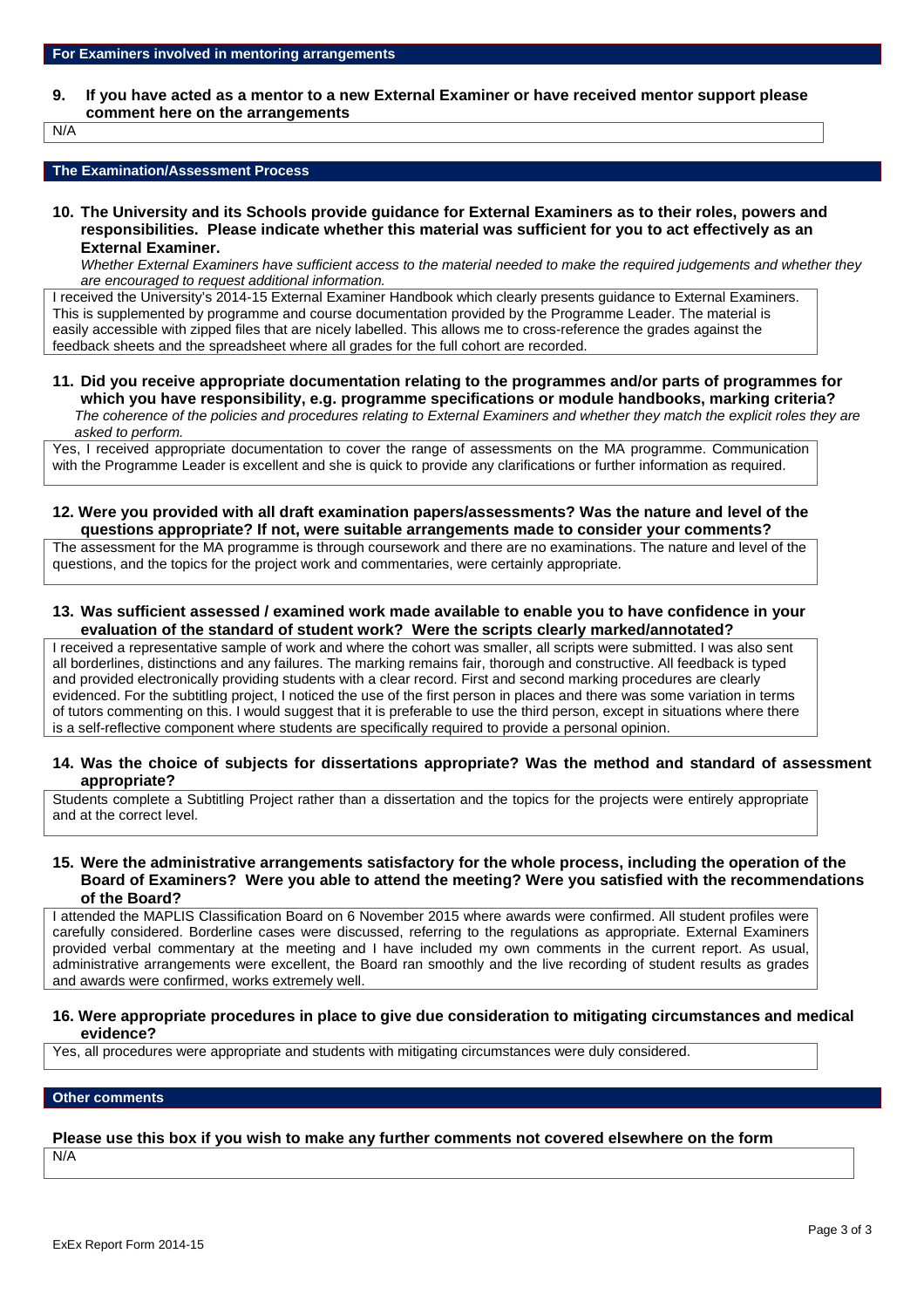## For Examiners involved in mentoring arrangements

**9. If you have acted as a mentor to a new External Examiner or have received mentor support please comment here on the arrangements**

N/A

## The Examination/Assessment Process

**10. The University and its Schools provide guidance for External Examiners as to their roles, powers and responsibilities. Please indicate whether this material was sufficient for you to act effectively as an External Examiner.**

*Whether External Examiners have sufficient access to the material needed to make the required judgements and whether they are encouraged to request additional information.*

I received the University's 2014-15 External Examiner Handbook which clearly presents guidance to External Examiners. This is supplemented by programme and course documentation provided by the Programme Leader. The material is easily accessible with zipped files that are nicely labelled. This allows me to cross-reference the grades against the feedback sheets and the spreadsheet where all grades for the full cohort are recorded.

**11. Did you receive appropriate documentation relating to the programmes and/or parts of programmes for which you have responsibility, e.g. programme specifications or module handbooks, marking criteria?**

*The coherence of the policies and procedures relating to External Examiners and whether they match the explicit roles they are asked to perform.*

Yes, I received appropriate documentation to cover the range of assessments on the MA programme. Communication with the Programme Leader is excellent and she is quick to provide any clarifications or further information as required.

**12. Were you provided with all draft examination papers/assessments? Was the nature and level of the questions appropriate? If not, were suitable arrangements made to consider your comments?**

The assessment for the MA programme is through coursework and there are no examinations. The nature and level of the questions, and the topics for the project work and commentaries, were certainly appropriate.

**13. Was sufficient assessed / examined work made available to enable you to have confidence in your evaluation of the standard of student work? Were the scripts clearly marked/annotated?**

I received a representative sample of work and where the cohort was smaller, all scripts were submitted. I was also sent all borderlines, distinctions and any failures. The marking remains fair, thorough and constructive. All feedback is typed and provided electronically providing students with a clear record. First and second marking procedures are clearly evidenced. For the subtitling project, I noticed the use of the first person in places and there was some variation in terms of tutors commenting on this. I would suggest that it is preferable to use the third person, except in situations where there is a self-reflective component where students are specifically required to provide a personal opinion.

**14. Was the choice of subjects for dissertations appropriate? Was the method and standard of assessment appropriate?**

Students complete a Subtitling Project rather than a dissertation and the topics for the projects were entirely appropriate and at the correct level.

**15. Were the administrative arrangements satisfactory for the whole process, including the operation of the Board of Examiners? Were you able to attend the meeting? Were you satisfied with the recommendations of the Board?**

I attended the MAPLIS Classification Board on 6 November 2015 where awards were confirmed. All student profiles were carefully considered. Borderline cases were discussed, referring to the regulations as appropriate. External Examiners provided verbal commentary at the meeting and I have included my own comments in the current report. As usual, administrative arrangements were excellent, the Board ran smoothly and the live recording of student results as grades and awards were confirmed, works extremely well.

**16. Were appropriate procedures in place to give due consideration to mitigating circumstances and medical evidence?**

Yes, all procedures were appropriate and students with mitigating circumstances were duly considered.

## Other comments

**Please use this box if you wish to make any further comments not covered elsewhere on the form**

N/A

ExEx Report Form 2014-15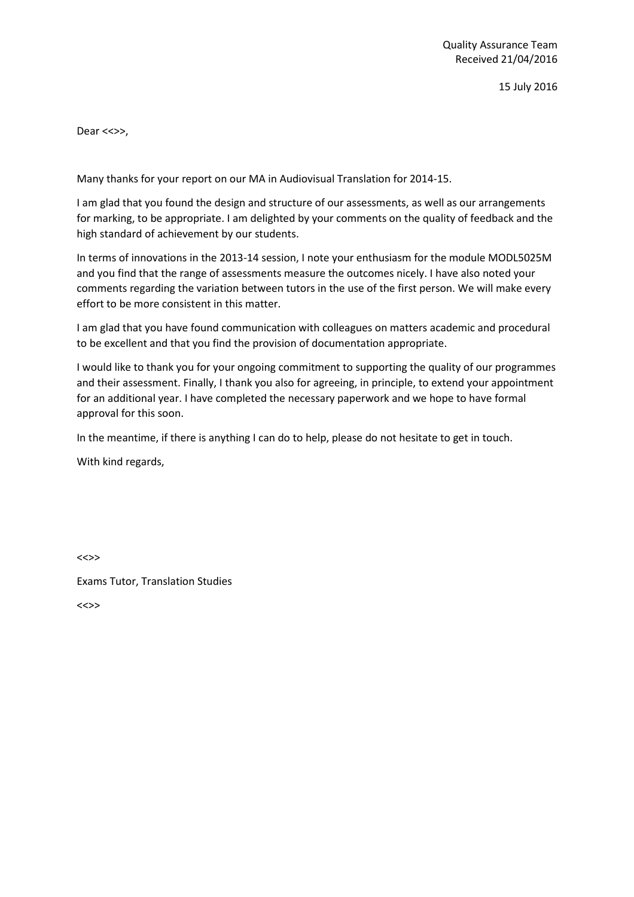Quality Assurance Team
Received 21/04/2016

15 July 2016

Dear <<>>,

Many thanks for your report on our MA in Audiovisual Translation for 2014-15.

I am glad that you found the design and structure of our assessments, as well as our arrangements for marking, to be appropriate. I am delighted by your comments on the quality of feedback and the high standard of achievement by our students.

In terms of innovations in the 2013-14 session, I note your enthusiasm for the module MODL5025M and you find that the range of assessments measure the outcomes nicely. I have also noted your comments regarding the variation between tutors in the use of the first person. We will make every effort to be more consistent in this matter.

I am glad that you have found communication with colleagues on matters academic and procedural to be excellent and that you find the provision of documentation appropriate.

I would like to thank you for your ongoing commitment to supporting the quality of our programmes and their assessment. Finally, I thank you also for agreeing, in principle, to extend your appointment for an additional year. I have completed the necessary paperwork and we hope to have formal approval for this soon.

In the meantime, if there is anything I can do to help, please do not hesitate to get in touch.

With kind regards,

<<>>

Exams Tutor, Translation Studies

<<>>